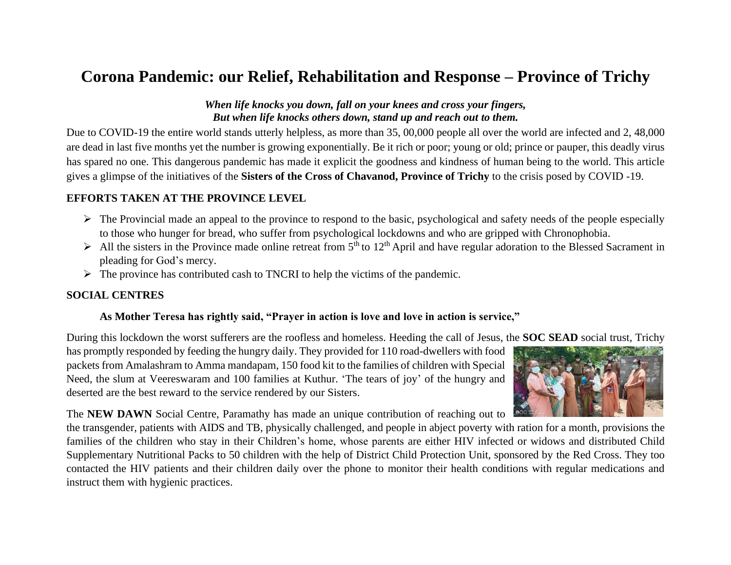# Corona Pandemic: our Relief, Rehabilitation and Response – Province of Trichy

***When life knocks you down, fall on your knees and cross your fingers,***
***But when life knocks others down, stand up and reach out to them.***

Due to COVID-19 the entire world stands utterly helpless, as more than 35, 00,000 people all over the world are infected and 2, 48,000 are dead in last five months yet the number is growing exponentially. Be it rich or poor; young or old; prince or pauper, this deadly virus has spared no one. This dangerous pandemic has made it explicit the goodness and kindness of human being to the world. This article gives a glimpse of the initiatives of the **Sisters of the Cross of Chavanod, Province of Trichy** to the crisis posed by COVID -19.

## EFFORTS TAKEN AT THE PROVINCE LEVEL

- The Provincial made an appeal to the province to respond to the basic, psychological and safety needs of the people especially to those who hunger for bread, who suffer from psychological lockdowns and who are gripped with Chronophobia.
- All the sisters in the Province made online retreat from 5th to 12th April and have regular adoration to the Blessed Sacrament in pleading for God's mercy.
- The province has contributed cash to TNCRI to help the victims of the pandemic.

## SOCIAL CENTRES

**As Mother Teresa has rightly said, "Prayer in action is love and love in action is service,"**

During this lockdown the worst sufferers are the roofless and homeless. Heeding the call of Jesus, the **SOC SEAD** social trust, Trichy has promptly responded by feeding the hungry daily. They provided for 110 road-dwellers with food packets from Amalashram to Amma mandapam, 150 food kit to the families of children with Special Need, the slum at Veereswaram and 100 families at Kuthur. 'The tears of joy' of the hungry and deserted are the best reward to the service rendered by our Sisters.

The **NEW DAWN** Social Centre, Paramathy has made an unique contribution of reaching out to the transgender, patients with AIDS and TB, physically challenged, and people in abject poverty with ration for a month, provisions the families of the children who stay in their Children's home, whose parents are either HIV infected or widows and distributed Child Supplementary Nutritional Packs to 50 children with the help of District Child Protection Unit, sponsored by the Red Cross. They too contacted the HIV patients and their children daily over the phone to monitor their health conditions with regular medications and instruct them with hygienic practices.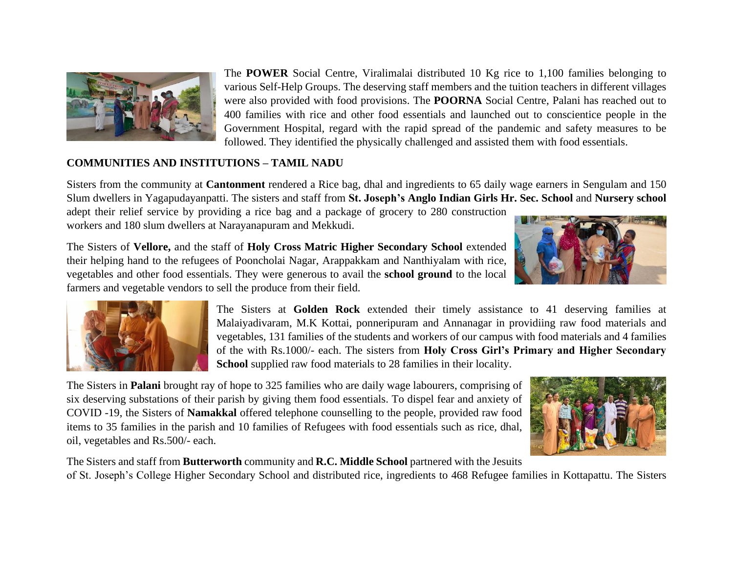The **POWER** Social Centre, Viralimalai distributed 10 Kg rice to 1,100 families belonging to various Self-Help Groups. The deserving staff members and the tuition teachers in different villages were also provided with food provisions. The **POORNA** Social Centre, Palani has reached out to 400 families with rice and other food essentials and launched out to conscientice people in the Government Hospital, regard with the rapid spread of the pandemic and safety measures to be followed. They identified the physically challenged and assisted them with food essentials.

**COMMUNITIES AND INSTITUTIONS – TAMIL NADU**

Sisters from the community at **Cantonment** rendered a Rice bag, dhal and ingredients to 65 daily wage earners in Sengulam and 150 Slum dwellers in Yagapudayanpatti. The sisters and staff from **St. Joseph's Anglo Indian Girls Hr. Sec. School** and **Nursery school** adept their relief service by providing a rice bag and a package of grocery to 280 construction workers and 180 slum dwellers at Narayanapuram and Mekkudi.

The Sisters of **Vellore,** and the staff of **Holy Cross Matric Higher Secondary School** extended their helping hand to the refugees of Pooncholai Nagar, Arappakkam and Nanthiyalam with rice, vegetables and other food essentials. They were generous to avail the **school ground** to the local farmers and vegetable vendors to sell the produce from their field.

The Sisters at **Golden Rock** extended their timely assistance to 41 deserving families at Malaiyadivaram, M.K Kottai, ponneripuram and Annanagar in providiing raw food materials and vegetables, 131 families of the students and workers of our campus with food materials and 4 families of the with Rs.1000/- each. The sisters from **Holy Cross Girl's Primary and Higher Secondary School** supplied raw food materials to 28 families in their locality.

The Sisters in **Palani** brought ray of hope to 325 families who are daily wage labourers, comprising of six deserving substations of their parish by giving them food essentials. To dispel fear and anxiety of COVID -19, the Sisters of **Namakkal** offered telephone counselling to the people, provided raw food items to 35 families in the parish and 10 families of Refugees with food essentials such as rice, dhal, oil, vegetables and Rs.500/- each.

The Sisters and staff from **Butterworth** community and **R.C. Middle School** partnered with the Jesuits of St. Joseph's College Higher Secondary School and distributed rice, ingredients to 468 Refugee families in Kottapattu. The Sisters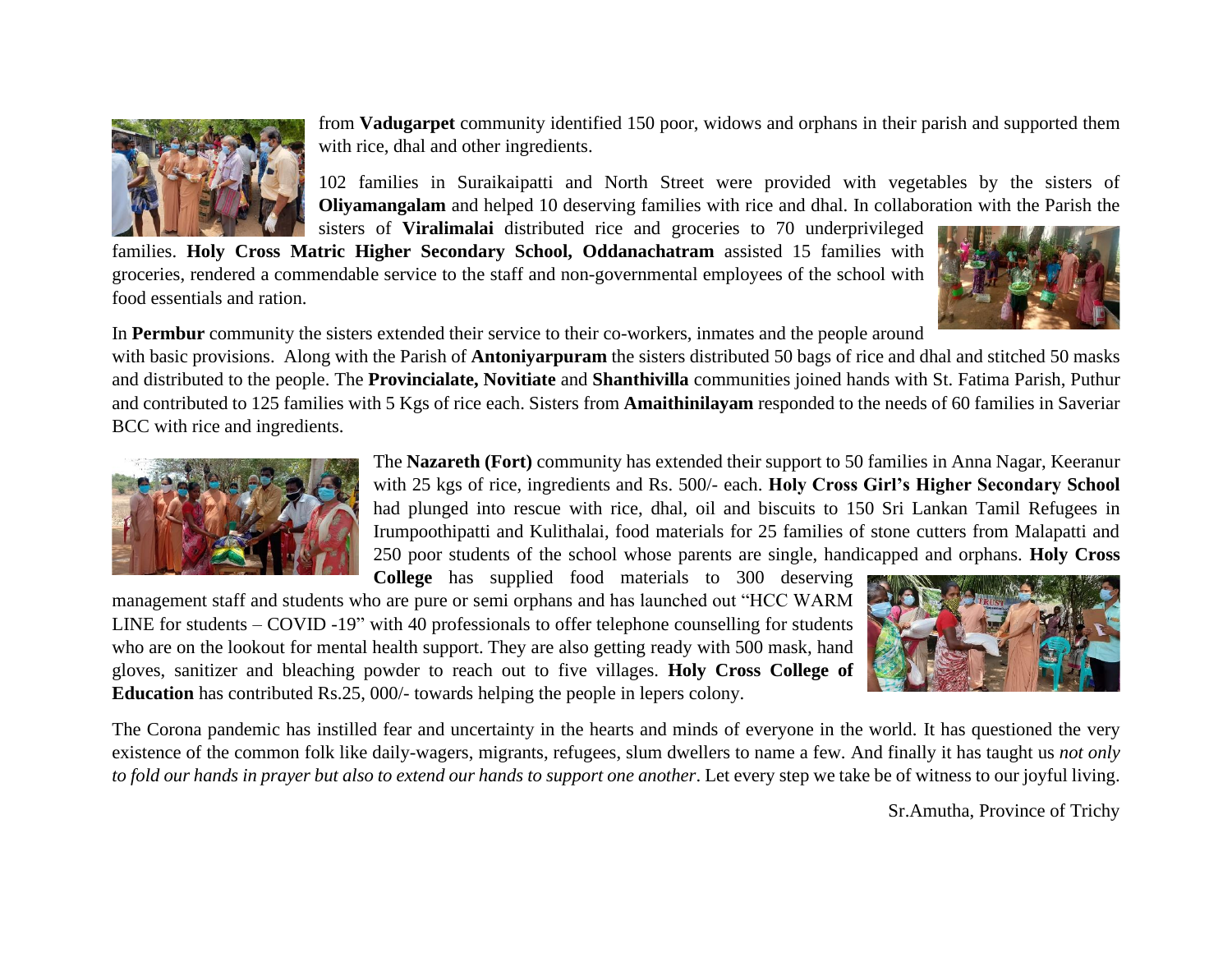from **Vadugarpet** community identified 150 poor, widows and orphans in their parish and supported them with rice, dhal and other ingredients.

102 families in Suraikaipatti and North Street were provided with vegetables by the sisters of **Oliyamangalam** and helped 10 deserving families with rice and dhal. In collaboration with the Parish the sisters of **Viralimalai** distributed rice and groceries to 70 underprivileged families. **Holy Cross Matric Higher Secondary School, Oddanachatram** assisted 15 families with groceries, rendered a commendable service to the staff and non-governmental employees of the school with food essentials and ration.

In **Permbur** community the sisters extended their service to their co-workers, inmates and the people around with basic provisions. Along with the Parish of **Antoniyarpuram** the sisters distributed 50 bags of rice and dhal and stitched 50 masks and distributed to the people. The **Provincialate, Novitiate** and **Shanthivilla** communities joined hands with St. Fatima Parish, Puthur and contributed to 125 families with 5 Kgs of rice each. Sisters from **Amaithinilayam** responded to the needs of 60 families in Saveriar BCC with rice and ingredients.

The **Nazareth (Fort)** community has extended their support to 50 families in Anna Nagar, Keeranur with 25 kgs of rice, ingredients and Rs. 500/- each. **Holy Cross Girl's Higher Secondary School** had plunged into rescue with rice, dhal, oil and biscuits to 150 Sri Lankan Tamil Refugees in Irumpoothipatti and Kulithalai, food materials for 25 families of stone cutters from Malapatti and 250 poor students of the school whose parents are single, handicapped and orphans. **Holy Cross College** has supplied food materials to 300 deserving management staff and students who are pure or semi orphans and has launched out "HCC WARM LINE for students – COVID -19" with 40 professionals to offer telephone counselling for students who are on the lookout for mental health support. They are also getting ready with 500 mask, hand gloves, sanitizer and bleaching powder to reach out to five villages. **Holy Cross College of Education** has contributed Rs.25, 000/- towards helping the people in lepers colony.

The Corona pandemic has instilled fear and uncertainty in the hearts and minds of everyone in the world. It has questioned the very existence of the common folk like daily-wagers, migrants, refugees, slum dwellers to name a few. And finally it has taught us *not only to fold our hands in prayer but also to extend our hands to support one another*. Let every step we take be of witness to our joyful living.

Sr.Amutha, Province of Trichy